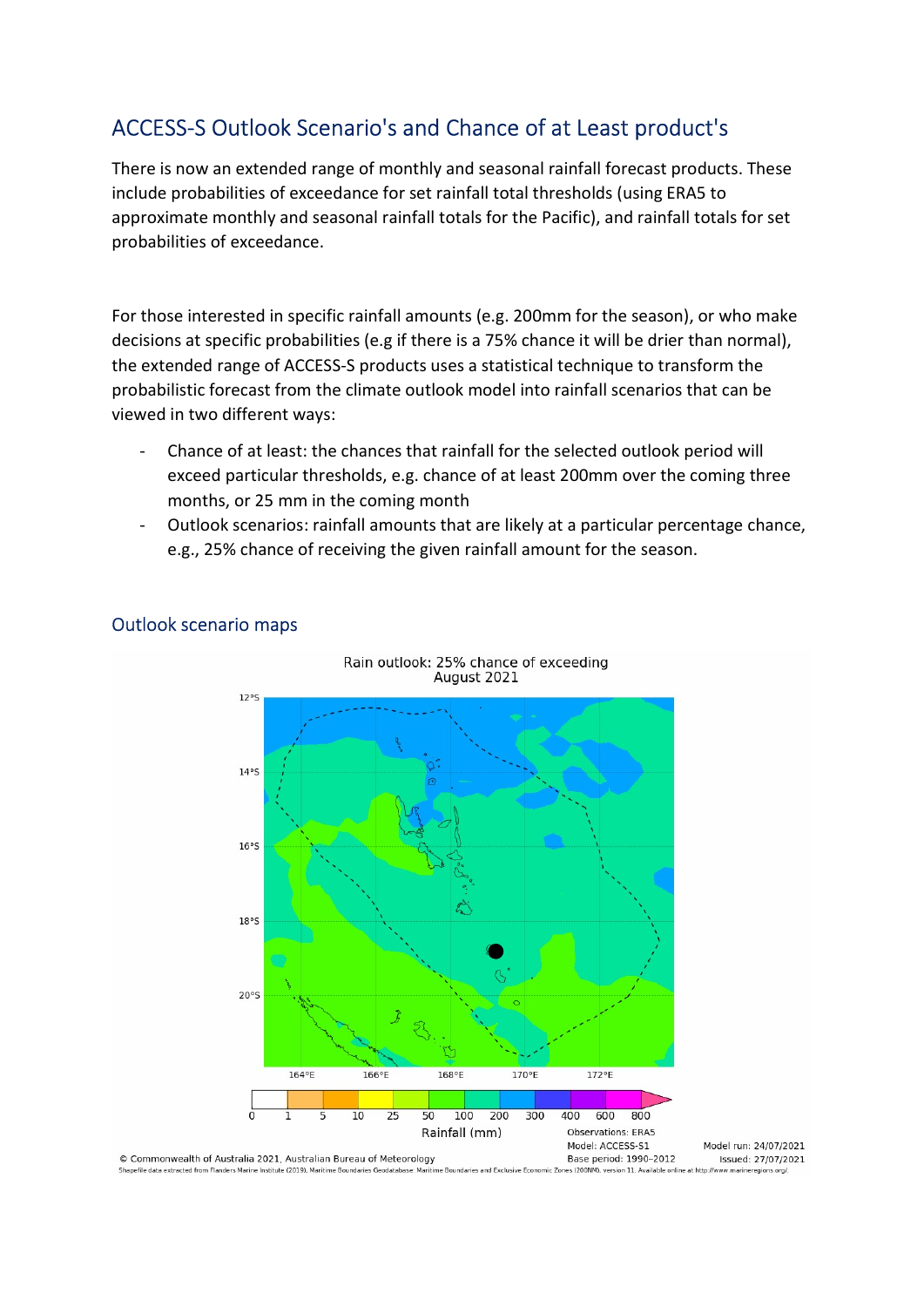## ACCESS-S Outlook Scenario's and Chance of at Least product's

There is now an extended range of monthly and seasonal rainfall forecast products. These include probabilities of exceedance for set rainfall total thresholds (using ERA5 to approximate monthly and seasonal rainfall totals for the Pacific), and rainfall totals for set probabilities of exceedance.

For those interested in specific rainfall amounts (e.g. 200mm for the season), or who make decisions at specific probabilities (e.g if there is a 75% chance it will be drier than normal), the extended range of ACCESS-S products uses a statistical technique to transform the probabilistic forecast from the climate outlook model into rainfall scenarios that can be viewed in two different ways:

- Chance of at least: the chances that rainfall for the selected outlook period will exceed particular thresholds, e.g. chance of at least 200mm over the coming three months, or 25 mm in the coming month
- Outlook scenarios: rainfall amounts that are likely at a particular percentage chance, e.g., 25% chance of receiving the given rainfall amount for the season.

### Outlook scenario maps

Rain outlook: 25% chance of exceeding
August 2021

Rainfall (mm)

Observations: ERA5
Model: ACCESS-S1
Base period: 1990–2012

Model run: 24/07/2021
Issued: 27/07/2021

© Commonwealth of Australia 2021, Australian Bureau of Meteorology

Shapefile data extracted from Flanders Marine Institute (2019). Maritime Boundaries Geodatabase: Maritime Boundaries and Exclusive Economic Zones (200NM), version 11. Available online at http://www.marineregions.org/.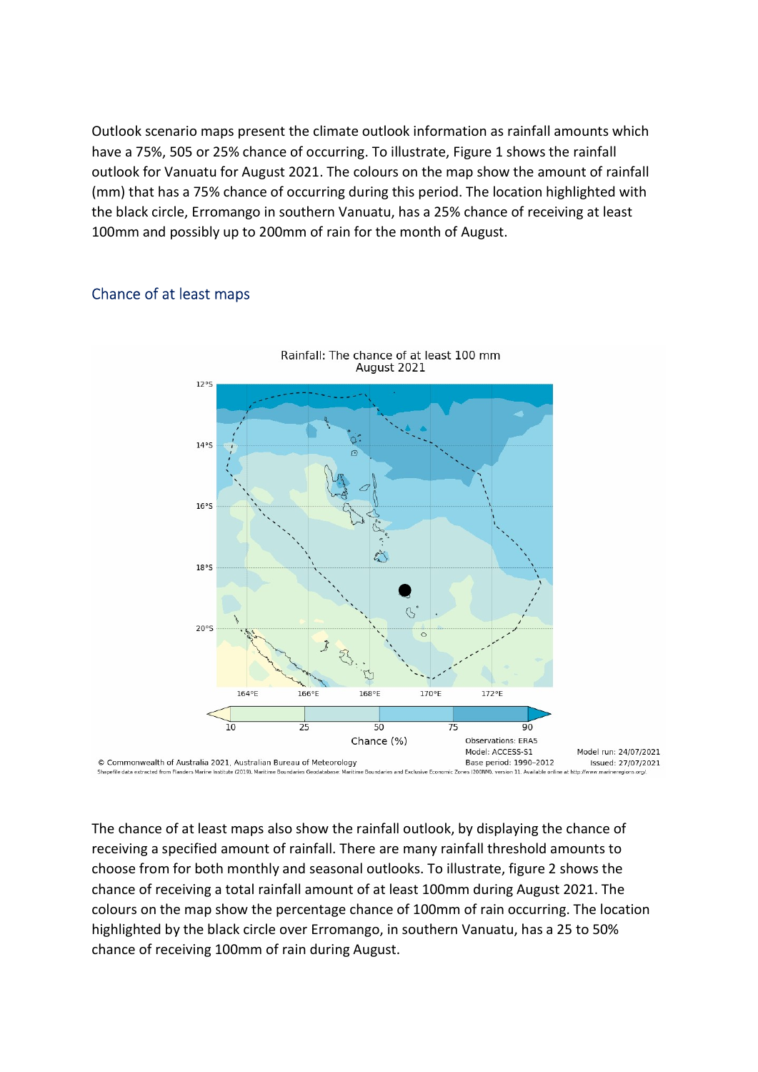Outlook scenario maps present the climate outlook information as rainfall amounts which have a 75%, 505 or 25% chance of occurring. To illustrate, Figure 1 shows the rainfall outlook for Vanuatu for August 2021. The colours on the map show the amount of rainfall (mm) that has a 75% chance of occurring during this period. The location highlighted with the black circle, Erromango in southern Vanuatu, has a 25% chance of receiving at least 100mm and possibly up to 200mm of rain for the month of August.

## Chance of at least maps

Rainfall: The chance of at least 100 mm
August 2021

Chance (%)

Observations: ERA5
Model: ACCESS-S1
Base period: 1990–2012
Model run: 24/07/2021
Issued: 27/07/2021

© Commonwealth of Australia 2021, Australian Bureau of Meteorology

Shapefile data extracted from Flanders Marine Institute (2019). Maritime Boundaries Geodatabase: Maritime Boundaries and Exclusive Economic Zones (200NM), version 11. Available online at http://www.marineregions.org/.

The chance of at least maps also show the rainfall outlook, by displaying the chance of receiving a specified amount of rainfall. There are many rainfall threshold amounts to choose from for both monthly and seasonal outlooks. To illustrate, figure 2 shows the chance of receiving a total rainfall amount of at least 100mm during August 2021. The colours on the map show the percentage chance of 100mm of rain occurring. The location highlighted by the black circle over Erromango, in southern Vanuatu, has a 25 to 50% chance of receiving 100mm of rain during August.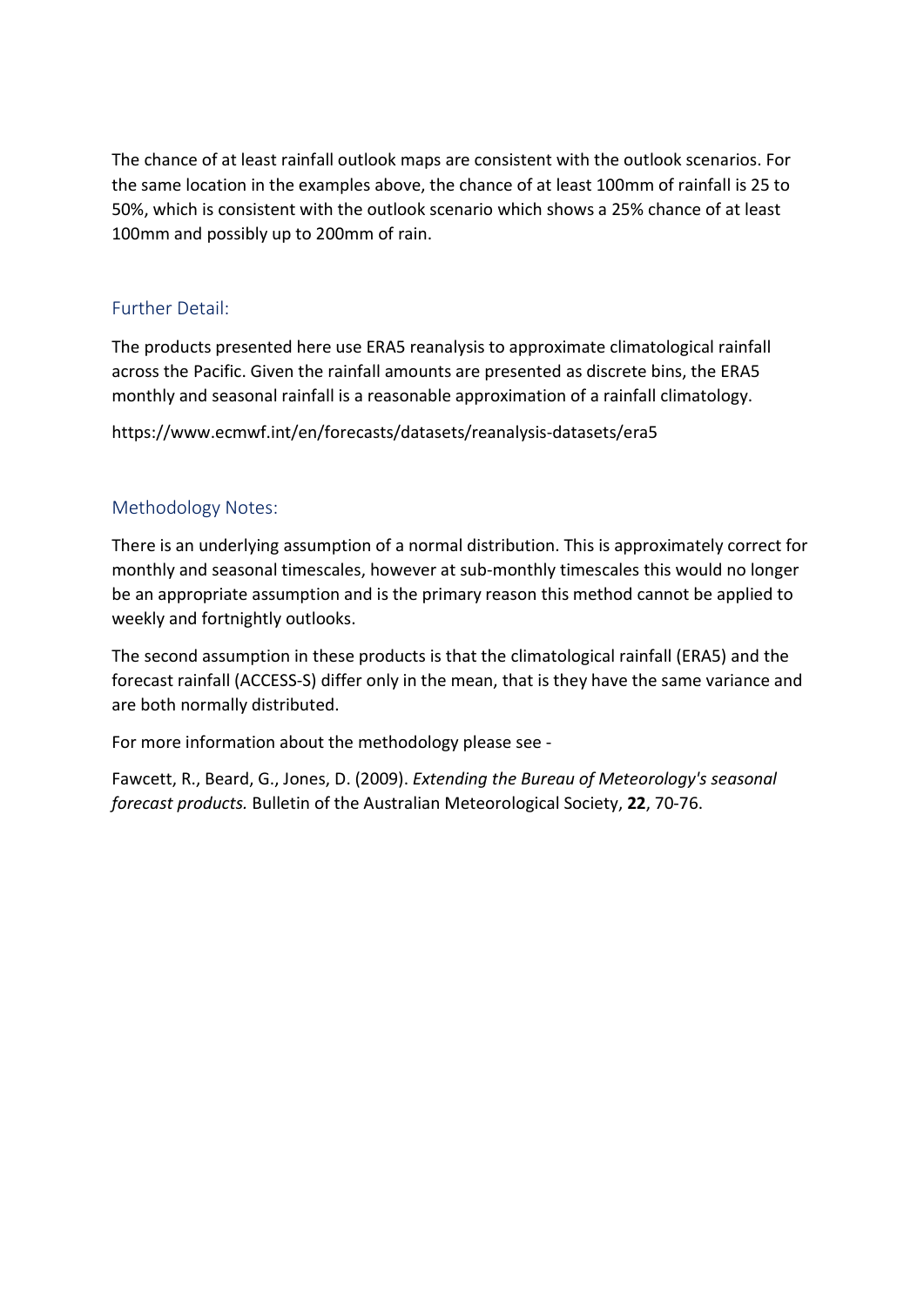The chance of at least rainfall outlook maps are consistent with the outlook scenarios. For the same location in the examples above, the chance of at least 100mm of rainfall is 25 to 50%, which is consistent with the outlook scenario which shows a 25% chance of at least 100mm and possibly up to 200mm of rain.

## Further Detail:

The products presented here use ERA5 reanalysis to approximate climatological rainfall across the Pacific. Given the rainfall amounts are presented as discrete bins, the ERA5 monthly and seasonal rainfall is a reasonable approximation of a rainfall climatology.

https://www.ecmwf.int/en/forecasts/datasets/reanalysis-datasets/era5

## Methodology Notes:

There is an underlying assumption of a normal distribution. This is approximately correct for monthly and seasonal timescales, however at sub-monthly timescales this would no longer be an appropriate assumption and is the primary reason this method cannot be applied to weekly and fortnightly outlooks.

The second assumption in these products is that the climatological rainfall (ERA5) and the forecast rainfall (ACCESS-S) differ only in the mean, that is they have the same variance and are both normally distributed.

For more information about the methodology please see -

Fawcett, R., Beard, G., Jones, D. (2009). *Extending the Bureau of Meteorology's seasonal forecast products.* Bulletin of the Australian Meteorological Society, **22**, 70-76.